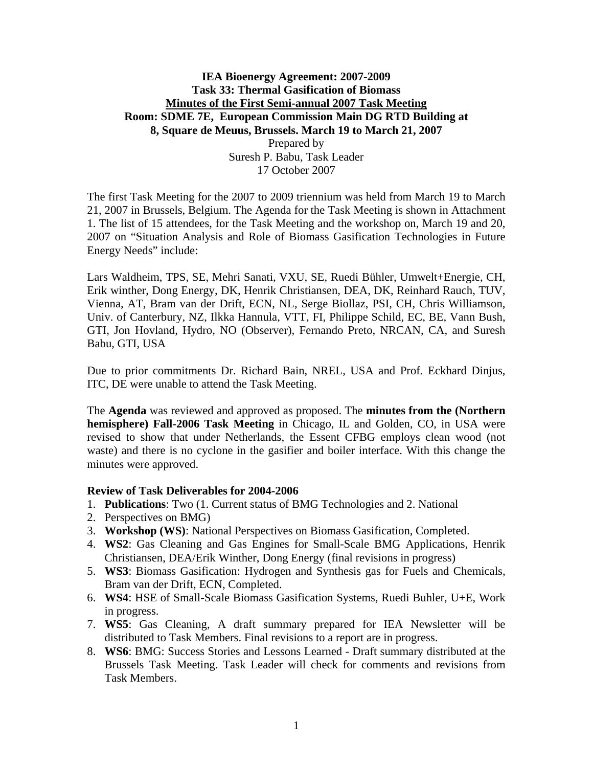**IEA Bioenergy Agreement: 2007-2009**
**Task 33: Thermal Gasification of Biomass**
**Minutes of the First Semi-annual 2007 Task Meeting**
**Room: SDME 7E, European Commission Main DG RTD Building at 8, Square de Meuus, Brussels. March 19 to March 21, 2007**

Prepared by
Suresh P. Babu, Task Leader
17 October 2007

The first Task Meeting for the 2007 to 2009 triennium was held from March 19 to March 21, 2007 in Brussels, Belgium. The Agenda for the Task Meeting is shown in Attachment 1. The list of 15 attendees, for the Task Meeting and the workshop on, March 19 and 20, 2007 on "Situation Analysis and Role of Biomass Gasification Technologies in Future Energy Needs" include:

Lars Waldheim, TPS, SE, Mehri Sanati, VXU, SE, Ruedi Bühler, Umwelt+Energie, CH, Erik winther, Dong Energy, DK, Henrik Christiansen, DEA, DK, Reinhard Rauch, TUV, Vienna, AT, Bram van der Drift, ECN, NL, Serge Biollaz, PSI, CH, Chris Williamson, Univ. of Canterbury, NZ, Ilkka Hannula, VTT, FI, Philippe Schild, EC, BE, Vann Bush, GTI, Jon Hovland, Hydro, NO (Observer), Fernando Preto, NRCAN, CA, and Suresh Babu, GTI, USA

Due to prior commitments Dr. Richard Bain, NREL, USA and Prof. Eckhard Dinjus, ITC, DE were unable to attend the Task Meeting.

The **Agenda** was reviewed and approved as proposed. The **minutes from the (Northern hemisphere) Fall-2006 Task Meeting** in Chicago, IL and Golden, CO, in USA were revised to show that under Netherlands, the Essent CFBG employs clean wood (not waste) and there is no cyclone in the gasifier and boiler interface. With this change the minutes were approved.

**Review of Task Deliverables for 2004-2006**

1. **Publications**: Two (1. Current status of BMG Technologies and 2. National
2. Perspectives on BMG)
3. **Workshop (WS)**: National Perspectives on Biomass Gasification, Completed.
4. **WS2**: Gas Cleaning and Gas Engines for Small-Scale BMG Applications, Henrik Christiansen, DEA/Erik Winther, Dong Energy (final revisions in progress)
5. **WS3**: Biomass Gasification: Hydrogen and Synthesis gas for Fuels and Chemicals, Bram van der Drift, ECN, Completed.
6. **WS4**: HSE of Small-Scale Biomass Gasification Systems, Ruedi Buhler, U+E, Work in progress.
7. **WS5**: Gas Cleaning, A draft summary prepared for IEA Newsletter will be distributed to Task Members. Final revisions to a report are in progress.
8. **WS6**: BMG: Success Stories and Lessons Learned - Draft summary distributed at the Brussels Task Meeting. Task Leader will check for comments and revisions from Task Members.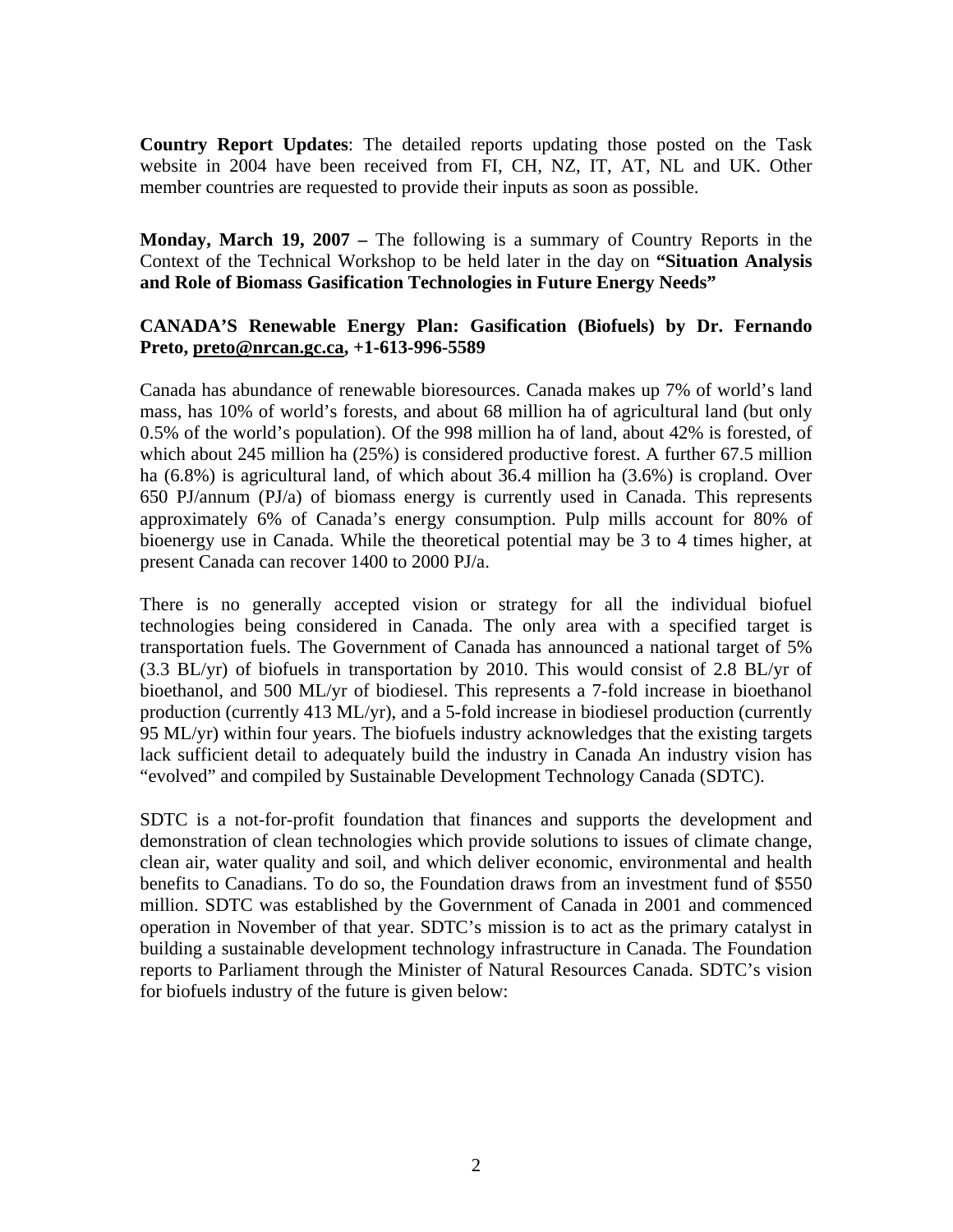**Country Report Updates**: The detailed reports updating those posted on the Task website in 2004 have been received from FI, CH, NZ, IT, AT, NL and UK. Other member countries are requested to provide their inputs as soon as possible.

**Monday, March 19, 2007 –** The following is a summary of Country Reports in the Context of the Technical Workshop to be held later in the day on **"Situation Analysis and Role of Biomass Gasification Technologies in Future Energy Needs"**

**CANADA'S Renewable Energy Plan: Gasification (Biofuels) by Dr. Fernando Preto, preto@nrcan.gc.ca, +1-613-996-5589**

Canada has abundance of renewable bioresources. Canada makes up 7% of world's land mass, has 10% of world's forests, and about 68 million ha of agricultural land (but only 0.5% of the world's population). Of the 998 million ha of land, about 42% is forested, of which about 245 million ha (25%) is considered productive forest. A further 67.5 million ha (6.8%) is agricultural land, of which about 36.4 million ha (3.6%) is cropland. Over 650 PJ/annum (PJ/a) of biomass energy is currently used in Canada. This represents approximately 6% of Canada's energy consumption. Pulp mills account for 80% of bioenergy use in Canada. While the theoretical potential may be 3 to 4 times higher, at present Canada can recover 1400 to 2000 PJ/a.

There is no generally accepted vision or strategy for all the individual biofuel technologies being considered in Canada. The only area with a specified target is transportation fuels. The Government of Canada has announced a national target of 5% (3.3 BL/yr) of biofuels in transportation by 2010. This would consist of 2.8 BL/yr of bioethanol, and 500 ML/yr of biodiesel. This represents a 7-fold increase in bioethanol production (currently 413 ML/yr), and a 5-fold increase in biodiesel production (currently 95 ML/yr) within four years. The biofuels industry acknowledges that the existing targets lack sufficient detail to adequately build the industry in Canada An industry vision has "evolved" and compiled by Sustainable Development Technology Canada (SDTC).

SDTC is a not-for-profit foundation that finances and supports the development and demonstration of clean technologies which provide solutions to issues of climate change, clean air, water quality and soil, and which deliver economic, environmental and health benefits to Canadians. To do so, the Foundation draws from an investment fund of $550 million. SDTC was established by the Government of Canada in 2001 and commenced operation in November of that year. SDTC's mission is to act as the primary catalyst in building a sustainable development technology infrastructure in Canada. The Foundation reports to Parliament through the Minister of Natural Resources Canada. SDTC's vision for biofuels industry of the future is given below: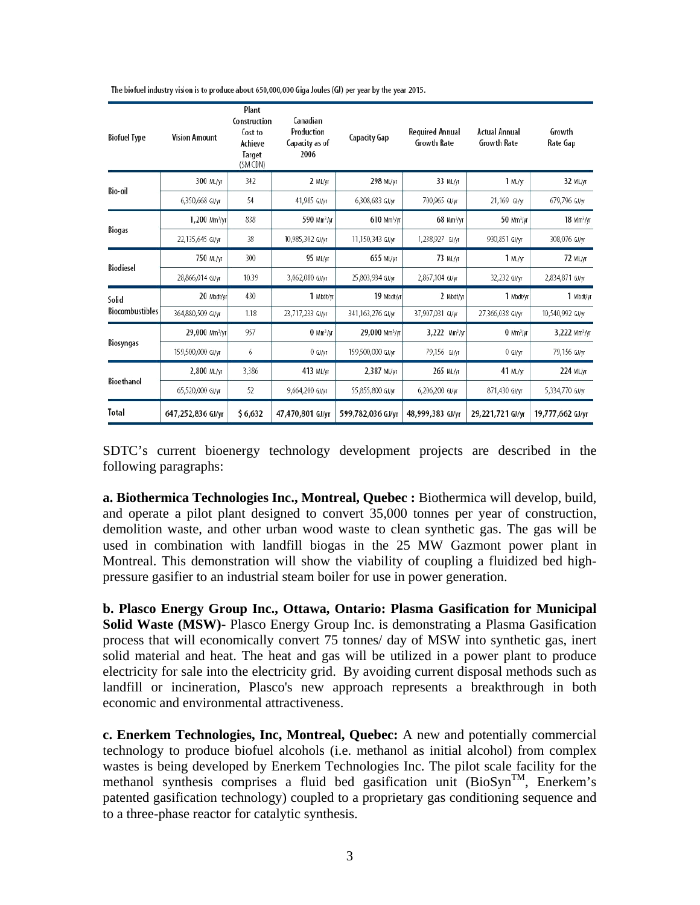The biofuel industry vision is to produce about 650,000,000 Giga Joules (GJ) per year by the year 2015.

| Biofuel Type | Vision Amount | Plant Construction Cost to Achieve Target ($M CDN) | Canadian Production Capacity as of 2006 | Capacity Gap | Required Annual Growth Rate | Actual Annual Growth Rate | Growth Rate Gap |
|---|---|---|---|---|---|---|---|
| Bio-oil | 300 ML/yr | 342 | 2 ML/yr | 298 ML/yr | 33 ML/yr | 1 ML/yr | 32 ML/yr |
| | 6,350,668 GJ/yr | 54 | 41,985 GJ/yr | 6,308,683 GJ/yr | 700,965 GJ/yr | 21,169 GJ/yr | 679,796 GJ/yr |
| Biogas | 1,200 Mm³/yr | 838 | 590 Mm³/yr | 610 Mm³/yr | 68 Mm³/yr | 50 Mm³/yr | 18 Mm³/yr |
| | 22,135,645 GJ/yr | 38 | 10,985,302 GJ/yr | 11,150,343 GJ/yr | 1,238,927 GJ/yr | 930,851 GJ/yr | 308,076 GJ/yr |
| Biodiesel | 750 ML/yr | 300 | 95 ML/yr | 655 ML/yr | 73 ML/yr | 1 ML/yr | 72 ML/yr |
| | 28,866,014 GJ/yr | 10.39 | 3,062,080 GJ/yr | 25,803,934 GJ/yr | 2,867,104 GJ/yr | 32,232 GJ/yr | 2,834,871 GJ/yr |
| Solid Biocombustibles | 20 Mbdt/yr | 430 | 1 Mbdt/yr | 19 Mbdt/yr | 2 Mbdt/yr | 1 Mbdt/yr | 1 Mbdt/yr |
| | 364,880,509 GJ/yr | 1.18 | 23,717,233 GJ/yr | 341,163,276 GJ/yr | 37,907,031 GJ/yr | 27,366,038 GJ/yr | 10,540,992 GJ/yr |
| Biosyngas | 29,000 Mm³/yr | 957 | 0 Mm³/yr | 29,000 Mm³/yr | 3,222 Mm³/yr | 0 Mm³/yr | 3,222 Mm³/yr |
| | 159,500,000 GJ/yr | 6 | 0 GJ/yr | 159,500,000 GJ/yr | 79,156 GJ/yr | 0 GJ/yr | 79,156 GJ/yr |
| Bioethanol | 2,800 ML/yr | 3,386 | 413 ML/yr | 2,387 ML/yr | 265 ML/yr | 41 ML/yr | 224 ML/yr |
| | 65,520,000 GJ/yr | 52 | 9,664,200 GJ/yr | 55,855,800 GJ/yr | 6,206,200 GJ/yr | 871,430 GJ/yr | 5,334,770 GJ/yr |
| Total | 647,252,836 GJ/yr | $ 6,632 | 47,470,801 GJ/yr | 599,782,036 GJ/yr | 48,999,383 GJ/yr | 29,221,721 GJ/yr | 19,777,662 GJ/yr |

SDTC's current bioenergy technology development projects are described in the following paragraphs:

**a. Biothermica Technologies Inc., Montreal, Quebec :** Biothermica will develop, build, and operate a pilot plant designed to convert 35,000 tonnes per year of construction, demolition waste, and other urban wood waste to clean synthetic gas. The gas will be used in combination with landfill biogas in the 25 MW Gazmont power plant in Montreal. This demonstration will show the viability of coupling a fluidized bed high-pressure gasifier to an industrial steam boiler for use in power generation.

**b. Plasco Energy Group Inc., Ottawa, Ontario: Plasma Gasification for Municipal Solid Waste (MSW)-** Plasco Energy Group Inc. is demonstrating a Plasma Gasification process that will economically convert 75 tonnes/ day of MSW into synthetic gas, inert solid material and heat. The heat and gas will be utilized in a power plant to produce electricity for sale into the electricity grid. By avoiding current disposal methods such as landfill or incineration, Plasco's new approach represents a breakthrough in both economic and environmental attractiveness.

**c. Enerkem Technologies, Inc, Montreal, Quebec:** A new and potentially commercial technology to produce biofuel alcohols (i.e. methanol as initial alcohol) from complex wastes is being developed by Enerkem Technologies Inc. The pilot scale facility for the methanol synthesis comprises a fluid bed gasification unit (BioSyn™, Enerkem's patented gasification technology) coupled to a proprietary gas conditioning sequence and to a three-phase reactor for catalytic synthesis.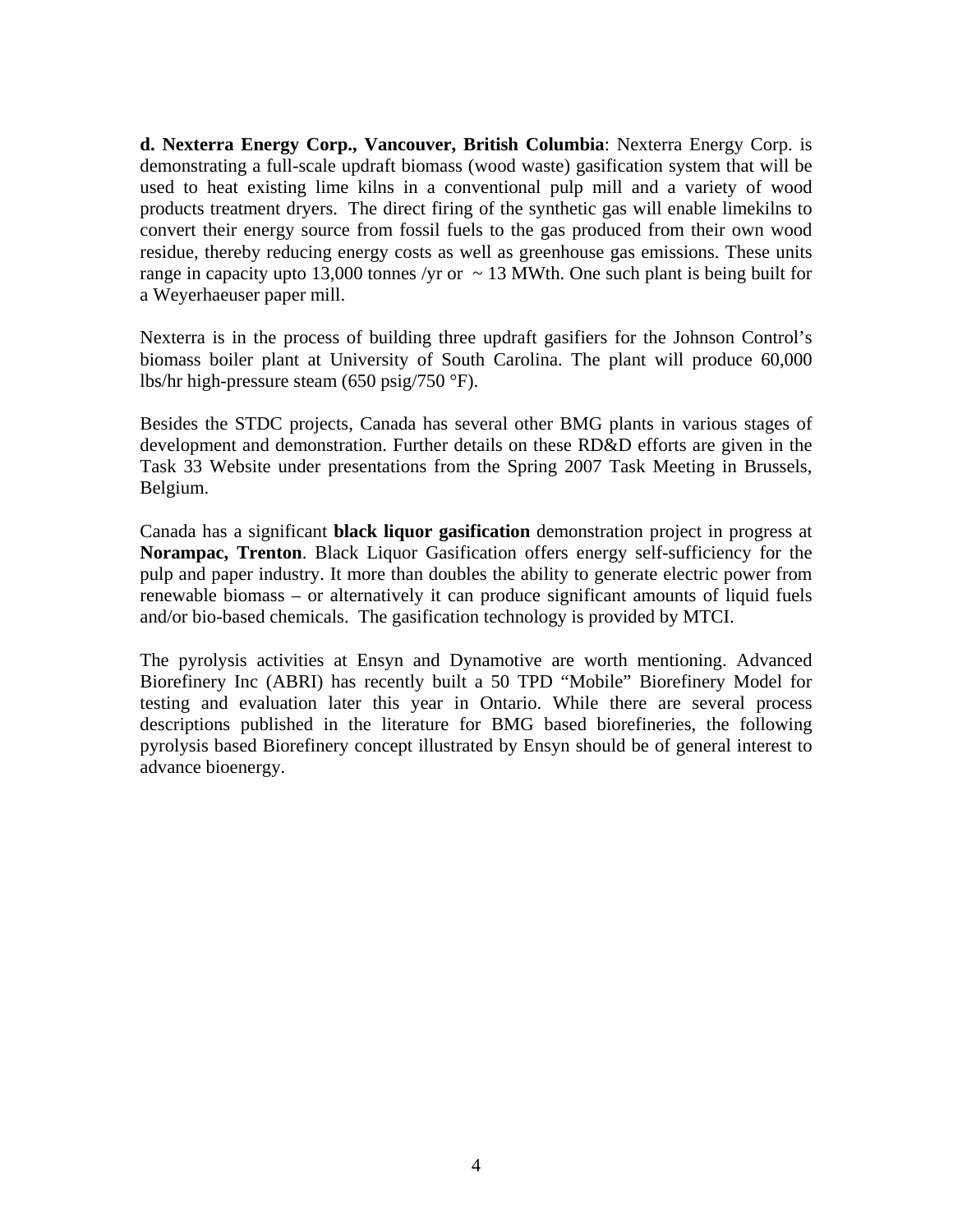**d. Nexterra Energy Corp., Vancouver, British Columbia**: Nexterra Energy Corp. is demonstrating a full-scale updraft biomass (wood waste) gasification system that will be used to heat existing lime kilns in a conventional pulp mill and a variety of wood products treatment dryers. The direct firing of the synthetic gas will enable limekilns to convert their energy source from fossil fuels to the gas produced from their own wood residue, thereby reducing energy costs as well as greenhouse gas emissions. These units range in capacity upto 13,000 tonnes /yr or ~ 13 MWth. One such plant is being built for a Weyerhaeuser paper mill.

Nexterra is in the process of building three updraft gasifiers for the Johnson Control's biomass boiler plant at University of South Carolina. The plant will produce 60,000 lbs/hr high-pressure steam (650 psig/750 °F).

Besides the STDC projects, Canada has several other BMG plants in various stages of development and demonstration. Further details on these RD&D efforts are given in the Task 33 Website under presentations from the Spring 2007 Task Meeting in Brussels, Belgium.

Canada has a significant **black liquor gasification** demonstration project in progress at **Norampac, Trenton**. Black Liquor Gasification offers energy self-sufficiency for the pulp and paper industry. It more than doubles the ability to generate electric power from renewable biomass – or alternatively it can produce significant amounts of liquid fuels and/or bio-based chemicals. The gasification technology is provided by MTCI.

The pyrolysis activities at Ensyn and Dynamotive are worth mentioning. Advanced Biorefinery Inc (ABRI) has recently built a 50 TPD "Mobile" Biorefinery Model for testing and evaluation later this year in Ontario. While there are several process descriptions published in the literature for BMG based biorefineries, the following pyrolysis based Biorefinery concept illustrated by Ensyn should be of general interest to advance bioenergy.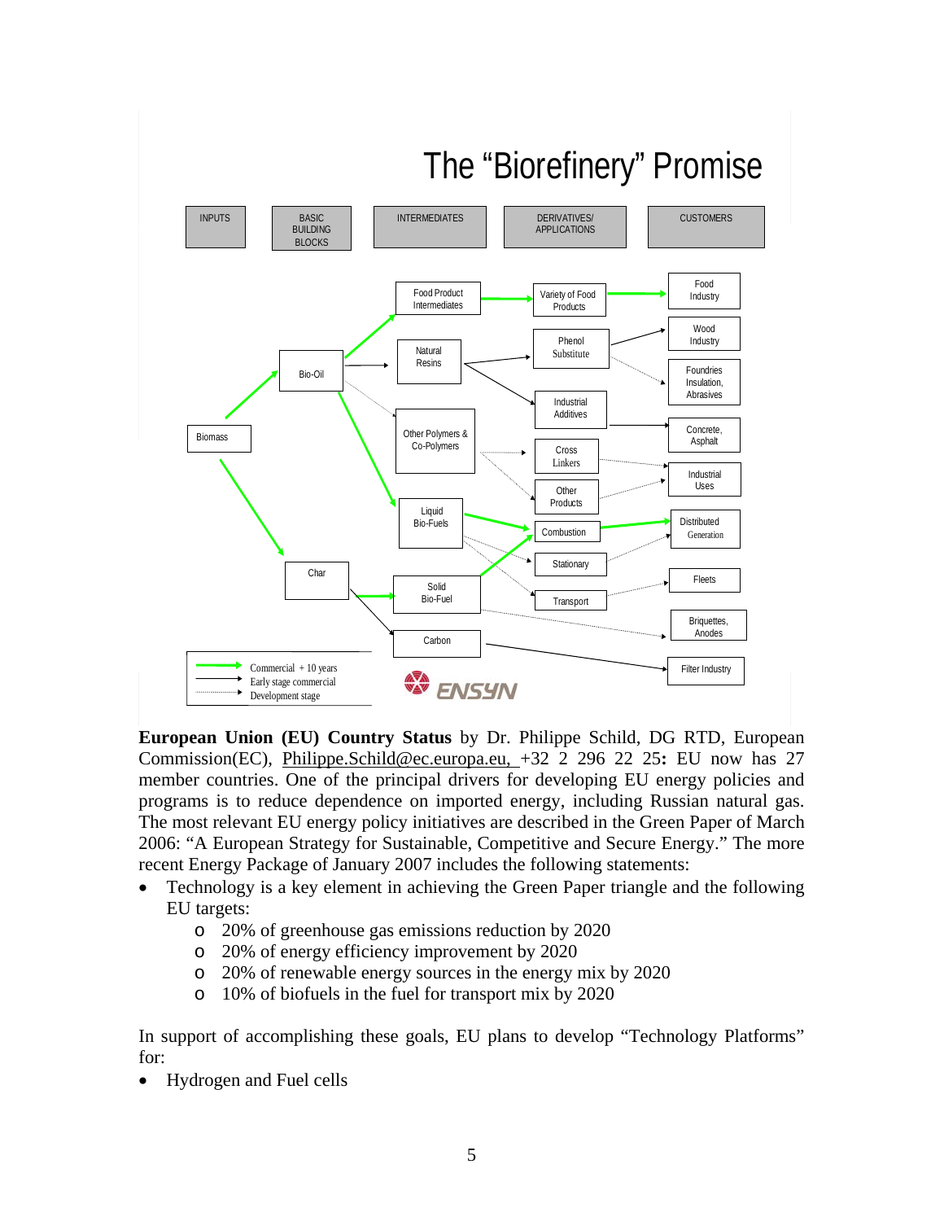## The "Biorefinery" Promise

**European Union (EU) Country Status** by Dr. Philippe Schild, DG RTD, European Commission(EC), Philippe.Schild@ec.europa.eu, +32 2 296 22 25**:** EU now has 27 member countries. One of the principal drivers for developing EU energy policies and programs is to reduce dependence on imported energy, including Russian natural gas. The most relevant EU energy policy initiatives are described in the Green Paper of March 2006: "A European Strategy for Sustainable, Competitive and Secure Energy." The more recent Energy Package of January 2007 includes the following statements:

- Technology is a key element in achieving the Green Paper triangle and the following EU targets:
  - 20% of greenhouse gas emissions reduction by 2020
  - 20% of energy efficiency improvement by 2020
  - 20% of renewable energy sources in the energy mix by 2020
  - 10% of biofuels in the fuel for transport mix by 2020

In support of accomplishing these goals, EU plans to develop "Technology Platforms" for:

- Hydrogen and Fuel cells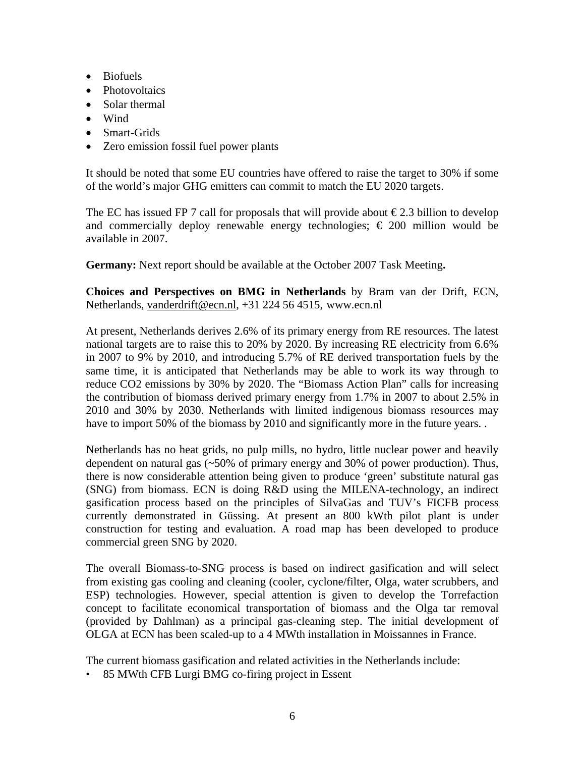- Biofuels
- Photovoltaics
- Solar thermal
- Wind
- Smart-Grids
- Zero emission fossil fuel power plants

It should be noted that some EU countries have offered to raise the target to 30% if some of the world's major GHG emitters can commit to match the EU 2020 targets.

The EC has issued FP 7 call for proposals that will provide about € 2.3 billion to develop and commercially deploy renewable energy technologies; € 200 million would be available in 2007.

**Germany:** Next report should be available at the October 2007 Task Meeting**.**

**Choices and Perspectives on BMG in Netherlands** by Bram van der Drift, ECN, Netherlands, vanderdrift@ecn.nl, +31 224 56 4515, www.ecn.nl

At present, Netherlands derives 2.6% of its primary energy from RE resources. The latest national targets are to raise this to 20% by 2020. By increasing RE electricity from 6.6% in 2007 to 9% by 2010, and introducing 5.7% of RE derived transportation fuels by the same time, it is anticipated that Netherlands may be able to work its way through to reduce CO2 emissions by 30% by 2020. The "Biomass Action Plan" calls for increasing the contribution of biomass derived primary energy from 1.7% in 2007 to about 2.5% in 2010 and 30% by 2030. Netherlands with limited indigenous biomass resources may have to import 50% of the biomass by 2010 and significantly more in the future years. .

Netherlands has no heat grids, no pulp mills, no hydro, little nuclear power and heavily dependent on natural gas (~50% of primary energy and 30% of power production). Thus, there is now considerable attention being given to produce 'green' substitute natural gas (SNG) from biomass. ECN is doing R&D using the MILENA-technology, an indirect gasification process based on the principles of SilvaGas and TUV's FICFB process currently demonstrated in Güssing. At present an 800 kWth pilot plant is under construction for testing and evaluation. A road map has been developed to produce commercial green SNG by 2020.

The overall Biomass-to-SNG process is based on indirect gasification and will select from existing gas cooling and cleaning (cooler, cyclone/filter, Olga, water scrubbers, and ESP) technologies. However, special attention is given to develop the Torrefaction concept to facilitate economical transportation of biomass and the Olga tar removal (provided by Dahlman) as a principal gas-cleaning step. The initial development of OLGA at ECN has been scaled-up to a 4 MWth installation in Moissannes in France.

The current biomass gasification and related activities in the Netherlands include:

- 85 MWth CFB Lurgi BMG co-firing project in Essent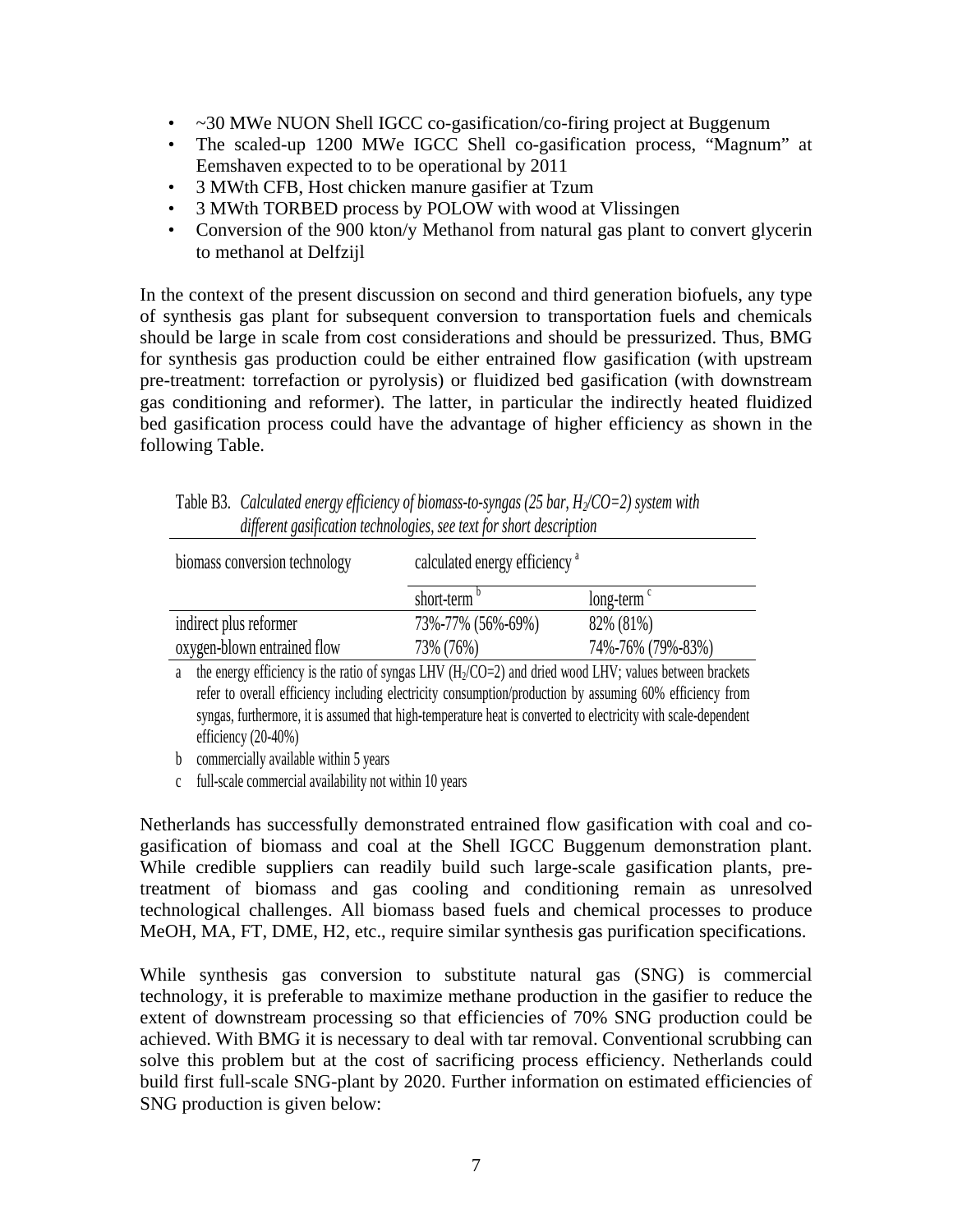- ~30 MWe NUON Shell IGCC co-gasification/co-firing project at Buggenum
- The scaled-up 1200 MWe IGCC Shell co-gasification process, "Magnum" at Eemshaven expected to to be operational by 2011
- 3 MWth CFB, Host chicken manure gasifier at Tzum
- 3 MWth TORBED process by POLOW with wood at Vlissingen
- Conversion of the 900 kton/y Methanol from natural gas plant to convert glycerin to methanol at Delfzijl

In the context of the present discussion on second and third generation biofuels, any type of synthesis gas plant for subsequent conversion to transportation fuels and chemicals should be large in scale from cost considerations and should be pressurized. Thus, BMG for synthesis gas production could be either entrained flow gasification (with upstream pre-treatment: torrefaction or pyrolysis) or fluidized bed gasification (with downstream gas conditioning and reformer). The latter, in particular the indirectly heated fluidized bed gasification process could have the advantage of higher efficiency as shown in the following Table.

Table B3. *Calculated energy efficiency of biomass-to-syngas (25 bar, $H_2/CO=2$) system with different gasification technologies, see text for short description*

| biomass conversion technology | calculated energy efficiency [a] | |
|---|---|---|
| | short-term [b] | long-term [c] |
| indirect plus reformer | 73%-77% (56%-69%) | 82% (81%) |
| oxygen-blown entrained flow | 73% (76%) | 74%-76% (79%-83%) |

a the energy efficiency is the ratio of syngas LHV ($H_2/CO=2$) and dried wood LHV; values between brackets refer to overall efficiency including electricity consumption/production by assuming 60% efficiency from syngas, furthermore, it is assumed that high-temperature heat is converted to electricity with scale-dependent efficiency (20-40%)

b commercially available within 5 years

c full-scale commercial availability not within 10 years

Netherlands has successfully demonstrated entrained flow gasification with coal and co-gasification of biomass and coal at the Shell IGCC Buggenum demonstration plant. While credible suppliers can readily build such large-scale gasification plants, pre-treatment of biomass and gas cooling and conditioning remain as unresolved technological challenges. All biomass based fuels and chemical processes to produce MeOH, MA, FT, DME, H2, etc., require similar synthesis gas purification specifications.

While synthesis gas conversion to substitute natural gas (SNG) is commercial technology, it is preferable to maximize methane production in the gasifier to reduce the extent of downstream processing so that efficiencies of 70% SNG production could be achieved. With BMG it is necessary to deal with tar removal. Conventional scrubbing can solve this problem but at the cost of sacrificing process efficiency. Netherlands could build first full-scale SNG-plant by 2020. Further information on estimated efficiencies of SNG production is given below: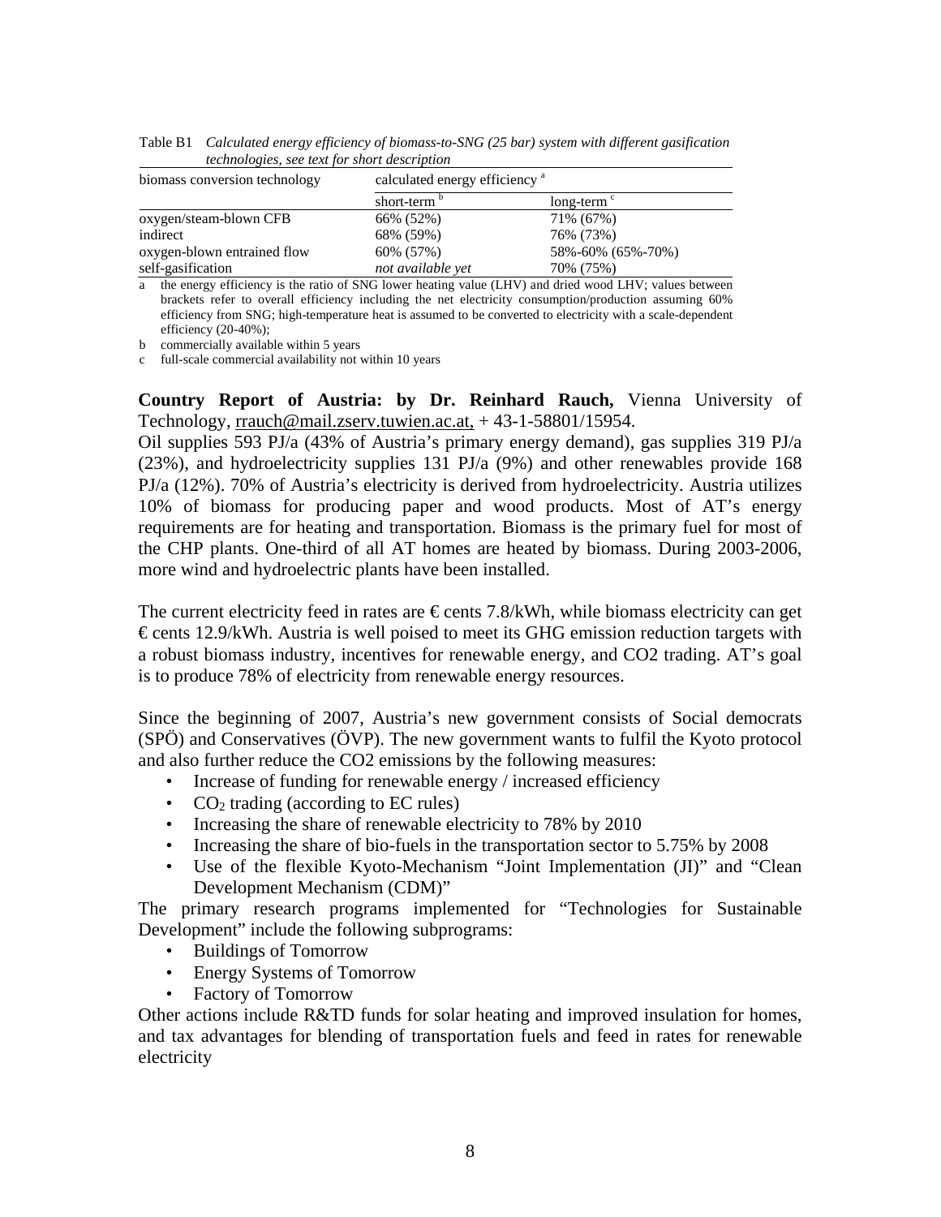Table B1 *Calculated energy efficiency of biomass-to-SNG (25 bar) system with different gasification technologies, see text for short description*

| biomass conversion technology | calculated energy efficiency [a] | |
|---|---|---|
| | short-term [b] | long-term [c] |
| oxygen/steam-blown CFB | 66% (52%) | 71% (67%) |
| indirect | 68% (59%) | 76% (73%) |
| oxygen-blown entrained flow | 60% (57%) | 58%-60% (65%-70%) |
| self-gasification | *not available yet* | 70% (75%) |

a the energy efficiency is the ratio of SNG lower heating value (LHV) and dried wood LHV; values between brackets refer to overall efficiency including the net electricity consumption/production assuming 60% efficiency from SNG; high-temperature heat is assumed to be converted to electricity with a scale-dependent efficiency (20-40%);

b commercially available within 5 years

c full-scale commercial availability not within 10 years

**Country Report of Austria: by Dr. Reinhard Rauch,** Vienna University of Technology, rrauch@mail.zserv.tuwien.ac.at, + 43-1-58801/15954.

Oil supplies 593 PJ/a (43% of Austria's primary energy demand), gas supplies 319 PJ/a (23%), and hydroelectricity supplies 131 PJ/a (9%) and other renewables provide 168 PJ/a (12%). 70% of Austria's electricity is derived from hydroelectricity. Austria utilizes 10% of biomass for producing paper and wood products. Most of AT's energy requirements are for heating and transportation. Biomass is the primary fuel for most of the CHP plants. One-third of all AT homes are heated by biomass. During 2003-2006, more wind and hydroelectric plants have been installed.

The current electricity feed in rates are € cents 7.8/kWh, while biomass electricity can get € cents 12.9/kWh. Austria is well poised to meet its GHG emission reduction targets with a robust biomass industry, incentives for renewable energy, and CO2 trading. AT's goal is to produce 78% of electricity from renewable energy resources.

Since the beginning of 2007, Austria's new government consists of Social democrats (SPÖ) and Conservatives (ÖVP). The new government wants to fulfil the Kyoto protocol and also further reduce the CO2 emissions by the following measures:

- Increase of funding for renewable energy / increased efficiency
- $CO_2$ trading (according to EC rules)
- Increasing the share of renewable electricity to 78% by 2010
- Increasing the share of bio-fuels in the transportation sector to 5.75% by 2008
- Use of the flexible Kyoto-Mechanism "Joint Implementation (JI)" and "Clean Development Mechanism (CDM)"

The primary research programs implemented for "Technologies for Sustainable Development" include the following subprograms:

- Buildings of Tomorrow
- Energy Systems of Tomorrow
- Factory of Tomorrow

Other actions include R&TD funds for solar heating and improved insulation for homes, and tax advantages for blending of transportation fuels and feed in rates for renewable electricity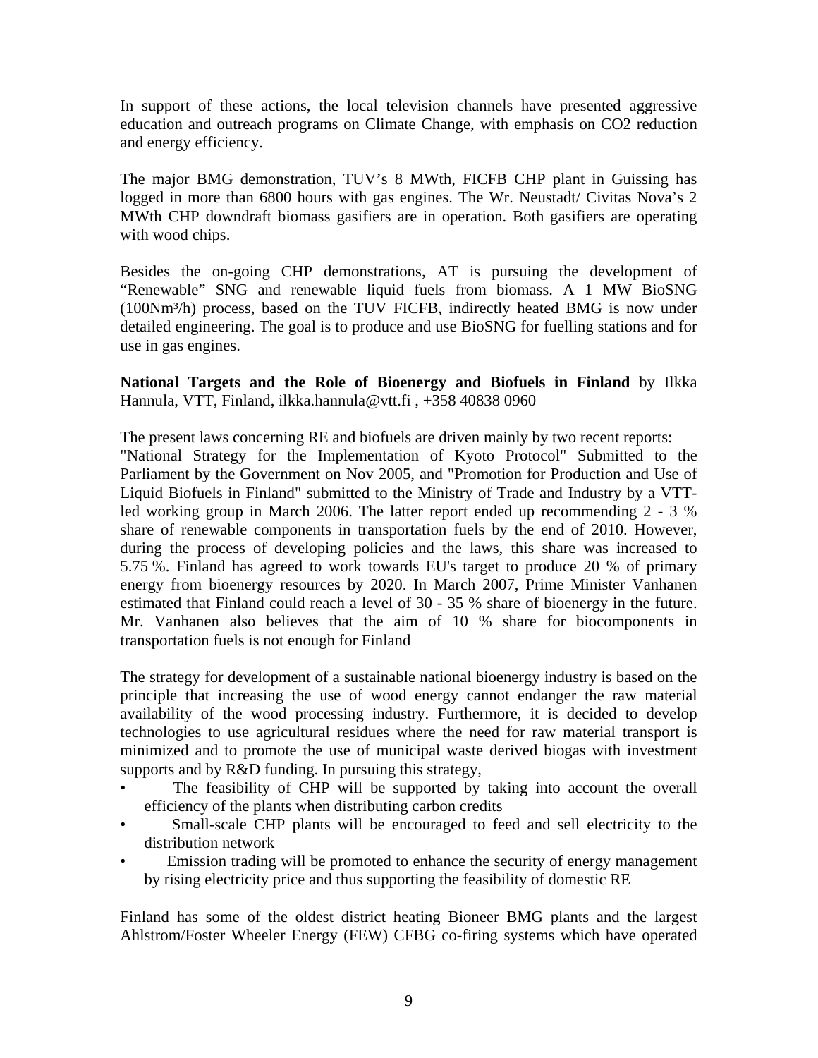In support of these actions, the local television channels have presented aggressive education and outreach programs on Climate Change, with emphasis on CO2 reduction and energy efficiency.

The major BMG demonstration, TUV's 8 MWth, FICFB CHP plant in Guissing has logged in more than 6800 hours with gas engines. The Wr. Neustadt/ Civitas Nova's 2 MWth CHP downdraft biomass gasifiers are in operation. Both gasifiers are operating with wood chips.

Besides the on-going CHP demonstrations, AT is pursuing the development of "Renewable" SNG and renewable liquid fuels from biomass. A 1 MW BioSNG (100Nm³/h) process, based on the TUV FICFB, indirectly heated BMG is now under detailed engineering. The goal is to produce and use BioSNG for fuelling stations and for use in gas engines.

**National Targets and the Role of Bioenergy and Biofuels in Finland** by Ilkka Hannula, VTT, Finland, ilkka.hannula@vtt.fi , +358 40838 0960

The present laws concerning RE and biofuels are driven mainly by two recent reports: "National Strategy for the Implementation of Kyoto Protocol" Submitted to the Parliament by the Government on Nov 2005, and "Promotion for Production and Use of Liquid Biofuels in Finland" submitted to the Ministry of Trade and Industry by a VTT-led working group in March 2006. The latter report ended up recommending 2 - 3 % share of renewable components in transportation fuels by the end of 2010. However, during the process of developing policies and the laws, this share was increased to 5.75 %. Finland has agreed to work towards EU's target to produce 20 % of primary energy from bioenergy resources by 2020. In March 2007, Prime Minister Vanhanen estimated that Finland could reach a level of 30 - 35 % share of bioenergy in the future. Mr. Vanhanen also believes that the aim of 10 % share for biocomponents in transportation fuels is not enough for Finland

The strategy for development of a sustainable national bioenergy industry is based on the principle that increasing the use of wood energy cannot endanger the raw material availability of the wood processing industry. Furthermore, it is decided to develop technologies to use agricultural residues where the need for raw material transport is minimized and to promote the use of municipal waste derived biogas with investment supports and by R&D funding. In pursuing this strategy,

- The feasibility of CHP will be supported by taking into account the overall efficiency of the plants when distributing carbon credits
- Small-scale CHP plants will be encouraged to feed and sell electricity to the distribution network
- Emission trading will be promoted to enhance the security of energy management by rising electricity price and thus supporting the feasibility of domestic RE

Finland has some of the oldest district heating Bioneer BMG plants and the largest Ahlstrom/Foster Wheeler Energy (FEW) CFBG co-firing systems which have operated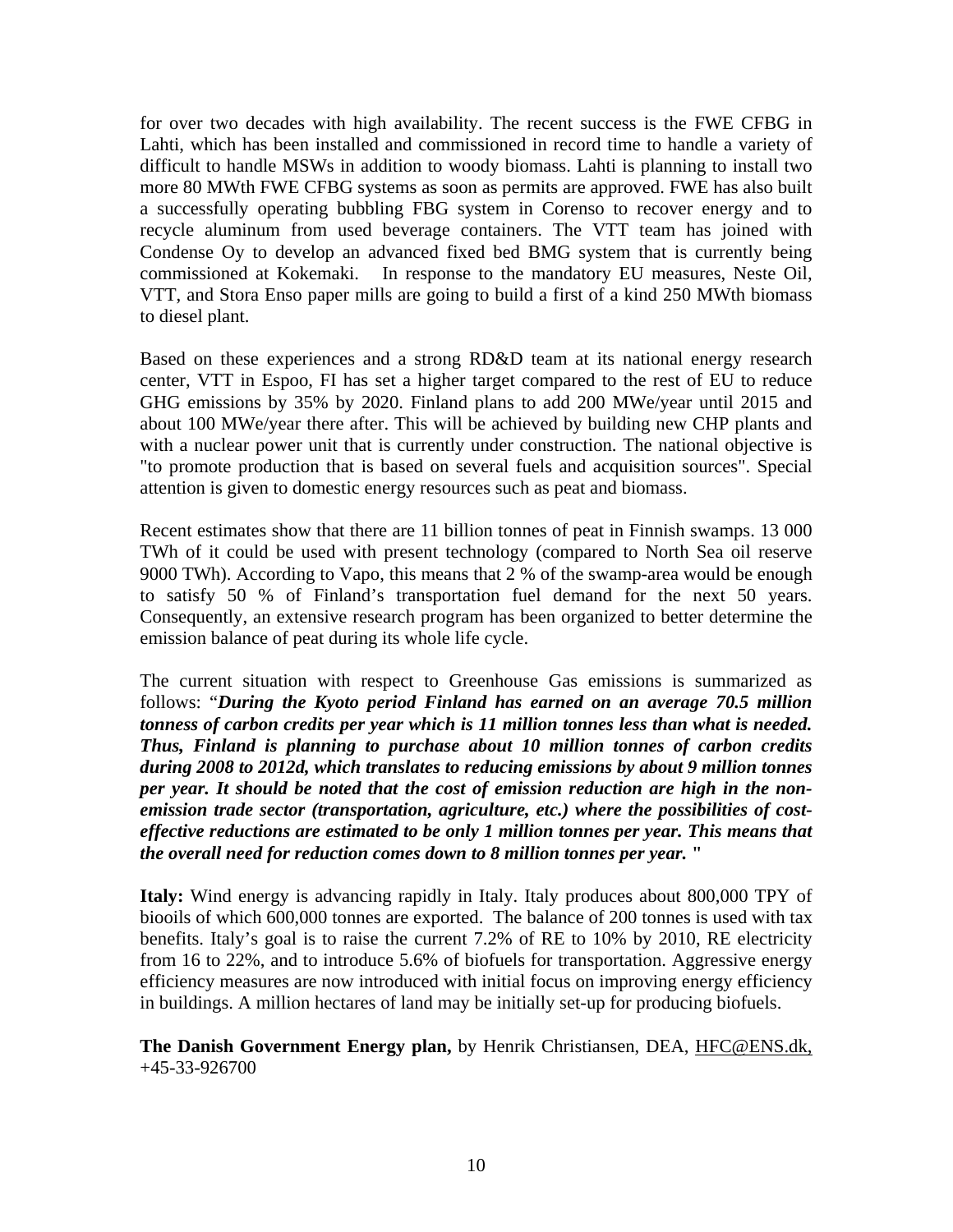for over two decades with high availability. The recent success is the FWE CFBG in Lahti, which has been installed and commissioned in record time to handle a variety of difficult to handle MSWs in addition to woody biomass. Lahti is planning to install two more 80 MWth FWE CFBG systems as soon as permits are approved. FWE has also built a successfully operating bubbling FBG system in Corenso to recover energy and to recycle aluminum from used beverage containers. The VTT team has joined with Condense Oy to develop an advanced fixed bed BMG system that is currently being commissioned at Kokemaki. In response to the mandatory EU measures, Neste Oil, VTT, and Stora Enso paper mills are going to build a first of a kind 250 MWth biomass to diesel plant.

Based on these experiences and a strong RD&D team at its national energy research center, VTT in Espoo, FI has set a higher target compared to the rest of EU to reduce GHG emissions by 35% by 2020. Finland plans to add 200 MWe/year until 2015 and about 100 MWe/year there after. This will be achieved by building new CHP plants and with a nuclear power unit that is currently under construction. The national objective is "to promote production that is based on several fuels and acquisition sources". Special attention is given to domestic energy resources such as peat and biomass.

Recent estimates show that there are 11 billion tonnes of peat in Finnish swamps. 13 000 TWh of it could be used with present technology (compared to North Sea oil reserve 9000 TWh). According to Vapo, this means that 2 % of the swamp-area would be enough to satisfy 50 % of Finland's transportation fuel demand for the next 50 years. Consequently, an extensive research program has been organized to better determine the emission balance of peat during its whole life cycle.

The current situation with respect to Greenhouse Gas emissions is summarized as follows: "***During the Kyoto period Finland has earned on an average 70.5 million tonness of carbon credits per year which is 11 million tonnes less than what is needed. Thus, Finland is planning to purchase about 10 million tonnes of carbon credits during 2008 to 2012d, which translates to reducing emissions by about 9 million tonnes per year. It should be noted that the cost of emission reduction are high in the non-emission trade sector (transportation, agriculture, etc.) where the possibilities of cost-effective reductions are estimated to be only 1 million tonnes per year. This means that the overall need for reduction comes down to 8 million tonnes per year.*** "

**Italy:** Wind energy is advancing rapidly in Italy. Italy produces about 800,000 TPY of biooils of which 600,000 tonnes are exported. The balance of 200 tonnes is used with tax benefits. Italy's goal is to raise the current 7.2% of RE to 10% by 2010, RE electricity from 16 to 22%, and to introduce 5.6% of biofuels for transportation. Aggressive energy efficiency measures are now introduced with initial focus on improving energy efficiency in buildings. A million hectares of land may be initially set-up for producing biofuels.

**The Danish Government Energy plan,** by Henrik Christiansen, DEA, HFC@ENS.dk, +45-33-926700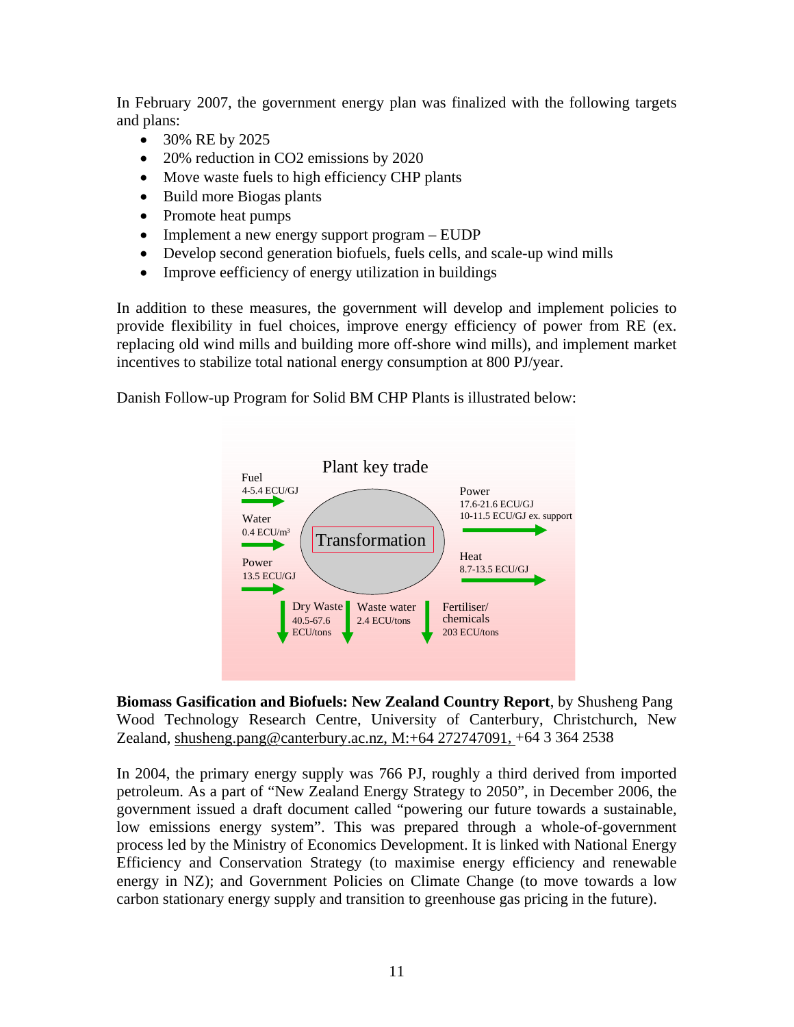In February 2007, the government energy plan was finalized with the following targets and plans:

- 30% RE by 2025
- 20% reduction in CO2 emissions by 2020
- Move waste fuels to high efficiency CHP plants
- Build more Biogas plants
- Promote heat pumps
- Implement a new energy support program – EUDP
- Develop second generation biofuels, fuels cells, and scale-up wind mills
- Improve eefficiency of energy utilization in buildings

In addition to these measures, the government will develop and implement policies to provide flexibility in fuel choices, improve energy efficiency of power from RE (ex. replacing old wind mills and building more off-shore wind mills), and implement market incentives to stabilize total national energy consumption at 800 PJ/year.

Danish Follow-up Program for Solid BM CHP Plants is illustrated below:

Plant key trade

Fuel 4-5.4 ECU/GJ

Water 0.4 ECU/m³

Power 13.5 ECU/GJ

Transformation

Power 17.6-21.6 ECU/GJ, 10-11.5 ECU/GJ ex. support

Heat 8.7-13.5 ECU/GJ

Dry Waste 40.5-67.6 ECU/tons

Waste water 2.4 ECU/tons

Fertiliser/ chemicals 203 ECU/tons

**Biomass Gasification and Biofuels: New Zealand Country Report**, by Shusheng Pang Wood Technology Research Centre, University of Canterbury, Christchurch, New Zealand, shusheng.pang@canterbury.ac.nz, M:+64 272747091, +64 3 364 2538

In 2004, the primary energy supply was 766 PJ, roughly a third derived from imported petroleum. As a part of "New Zealand Energy Strategy to 2050", in December 2006, the government issued a draft document called "powering our future towards a sustainable, low emissions energy system". This was prepared through a whole-of-government process led by the Ministry of Economics Development. It is linked with National Energy Efficiency and Conservation Strategy (to maximise energy efficiency and renewable energy in NZ); and Government Policies on Climate Change (to move towards a low carbon stationary energy supply and transition to greenhouse gas pricing in the future).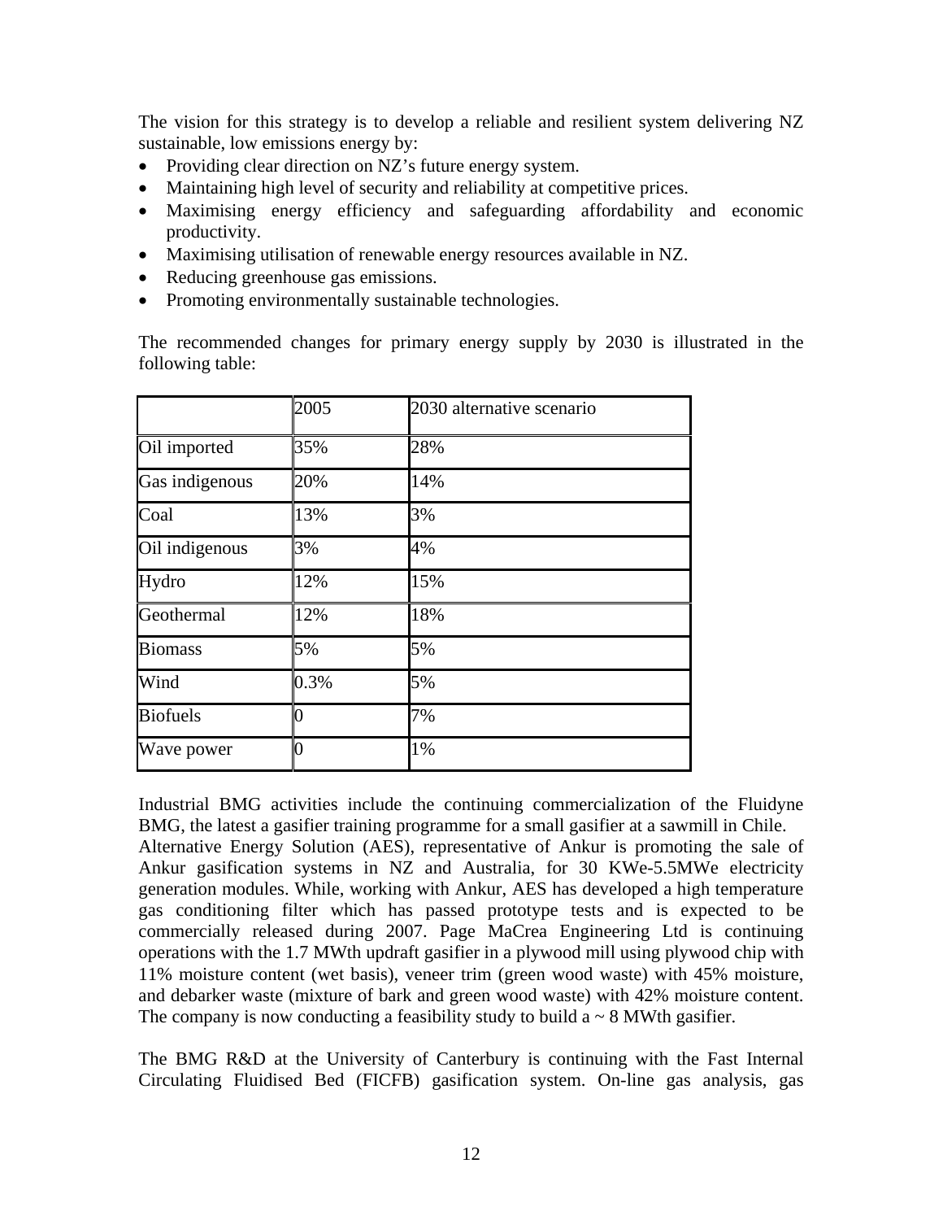The vision for this strategy is to develop a reliable and resilient system delivering NZ sustainable, low emissions energy by:

- Providing clear direction on NZ's future energy system.
- Maintaining high level of security and reliability at competitive prices.
- Maximising energy efficiency and safeguarding affordability and economic productivity.
- Maximising utilisation of renewable energy resources available in NZ.
- Reducing greenhouse gas emissions.
- Promoting environmentally sustainable technologies.

The recommended changes for primary energy supply by 2030 is illustrated in the following table:

| | 2005 | 2030 alternative scenario |
|---|---|---|
| Oil imported | 35% | 28% |
| Gas indigenous | 20% | 14% |
| Coal | 13% | 3% |
| Oil indigenous | 3% | 4% |
| Hydro | 12% | 15% |
| Geothermal | 12% | 18% |
| Biomass | 5% | 5% |
| Wind | 0.3% | 5% |
| Biofuels | 0 | 7% |
| Wave power | 0 | 1% |

Industrial BMG activities include the continuing commercialization of the Fluidyne BMG, the latest a gasifier training programme for a small gasifier at a sawmill in Chile. Alternative Energy Solution (AES), representative of Ankur is promoting the sale of Ankur gasification systems in NZ and Australia, for 30 KWe-5.5MWe electricity generation modules. While, working with Ankur, AES has developed a high temperature gas conditioning filter which has passed prototype tests and is expected to be commercially released during 2007. Page MaCrea Engineering Ltd is continuing operations with the 1.7 MWth updraft gasifier in a plywood mill using plywood chip with 11% moisture content (wet basis), veneer trim (green wood waste) with 45% moisture, and debarker waste (mixture of bark and green wood waste) with 42% moisture content. The company is now conducting a feasibility study to build a ~ 8 MWth gasifier.

The BMG R&D at the University of Canterbury is continuing with the Fast Internal Circulating Fluidised Bed (FICFB) gasification system. On-line gas analysis, gas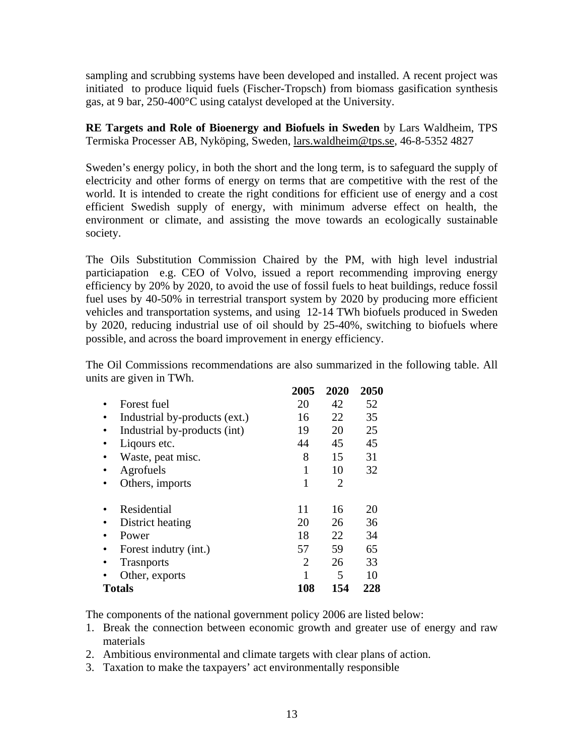sampling and scrubbing systems have been developed and installed. A recent project was initiated to produce liquid fuels (Fischer-Tropsch) from biomass gasification synthesis gas, at 9 bar, 250-400°C using catalyst developed at the University.

**RE Targets and Role of Bioenergy and Biofuels in Sweden** by Lars Waldheim, TPS Termiska Processer AB, Nyköping, Sweden, lars.waldheim@tps.se, 46-8-5352 4827

Sweden's energy policy, in both the short and the long term, is to safeguard the supply of electricity and other forms of energy on terms that are competitive with the rest of the world. It is intended to create the right conditions for efficient use of energy and a cost efficient Swedish supply of energy, with minimum adverse effect on health, the environment or climate, and assisting the move towards an ecologically sustainable society.

The Oils Substitution Commission Chaired by the PM, with high level industrial particiapation e.g. CEO of Volvo, issued a report recommending improving energy efficiency by 20% by 2020, to avoid the use of fossil fuels to heat buildings, reduce fossil fuel uses by 40-50% in terrestrial transport system by 2020 by producing more efficient vehicles and transportation systems, and using 12-14 TWh biofuels produced in Sweden by 2020, reducing industrial use of oil should by 25-40%, switching to biofuels where possible, and across the board improvement in energy efficiency.

The Oil Commissions recommendations are also summarized in the following table. All units are given in TWh.

| | 2005 | 2020 | 2050 |
|---|---|---|---|
| • Forest fuel | 20 | 42 | 52 |
| • Industrial by-products (ext.) | 16 | 22 | 35 |
| • Industrial by-products (int) | 19 | 20 | 25 |
| • Liqours etc. | 44 | 45 | 45 |
| • Waste, peat misc. | 8 | 15 | 31 |
| • Agrofuels | 1 | 10 | 32 |
| • Others, imports | 1 | 2 | |
| | | | |
| • Residential | 11 | 16 | 20 |
| • District heating | 20 | 26 | 36 |
| • Power | 18 | 22 | 34 |
| • Forest indutry (int.) | 57 | 59 | 65 |
| • Trasnports | 2 | 26 | 33 |
| • Other, exports | 1 | 5 | 10 |
| **Totals** | **108** | **154** | **228** |

The components of the national government policy 2006 are listed below:

1. Break the connection between economic growth and greater use of energy and raw materials
2. Ambitious environmental and climate targets with clear plans of action.
3. Taxation to make the taxpayers' act environmentally responsible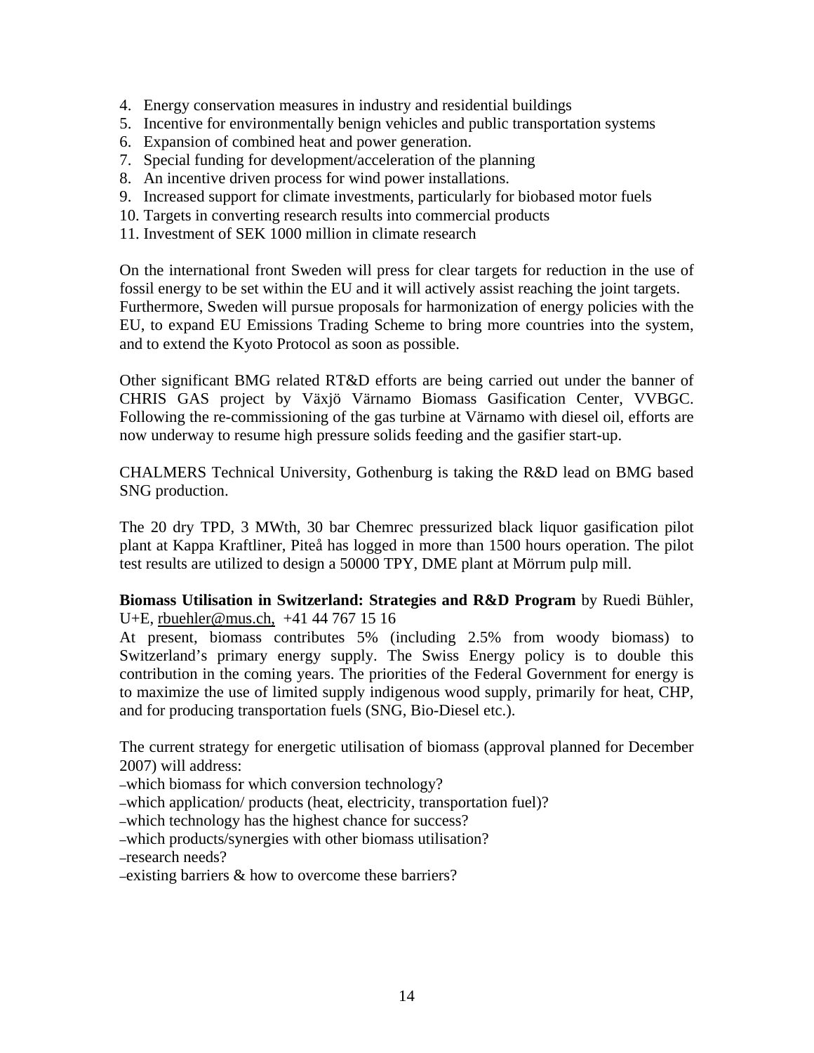4. Energy conservation measures in industry and residential buildings
5. Incentive for environmentally benign vehicles and public transportation systems
6. Expansion of combined heat and power generation.
7. Special funding for development/acceleration of the planning
8. An incentive driven process for wind power installations.
9. Increased support for climate investments, particularly for biobased motor fuels
10. Targets in converting research results into commercial products
11. Investment of SEK 1000 million in climate research

On the international front Sweden will press for clear targets for reduction in the use of fossil energy to be set within the EU and it will actively assist reaching the joint targets. Furthermore, Sweden will pursue proposals for harmonization of energy policies with the EU, to expand EU Emissions Trading Scheme to bring more countries into the system, and to extend the Kyoto Protocol as soon as possible.

Other significant BMG related RT&D efforts are being carried out under the banner of CHRIS GAS project by Växjö Värnamo Biomass Gasification Center, VVBGC. Following the re-commissioning of the gas turbine at Värnamo with diesel oil, efforts are now underway to resume high pressure solids feeding and the gasifier start-up.

CHALMERS Technical University, Gothenburg is taking the R&D lead on BMG based SNG production.

The 20 dry TPD, 3 MWth, 30 bar Chemrec pressurized black liquor gasification pilot plant at Kappa Kraftliner, Piteå has logged in more than 1500 hours operation. The pilot test results are utilized to design a 50000 TPY, DME plant at Mörrum pulp mill.

**Biomass Utilisation in Switzerland: Strategies and R&D Program** by Ruedi Bühler, U+E, rbuehler@mus.ch, +41 44 767 15 16

At present, biomass contributes 5% (including 2.5% from woody biomass) to Switzerland's primary energy supply. The Swiss Energy policy is to double this contribution in the coming years. The priorities of the Federal Government for energy is to maximize the use of limited supply indigenous wood supply, primarily for heat, CHP, and for producing transportation fuels (SNG, Bio-Diesel etc.).

The current strategy for energetic utilisation of biomass (approval planned for December 2007) will address:

- which biomass for which conversion technology?
- which application/ products (heat, electricity, transportation fuel)?
- which technology has the highest chance for success?
- which products/synergies with other biomass utilisation?
- research needs?
- existing barriers & how to overcome these barriers?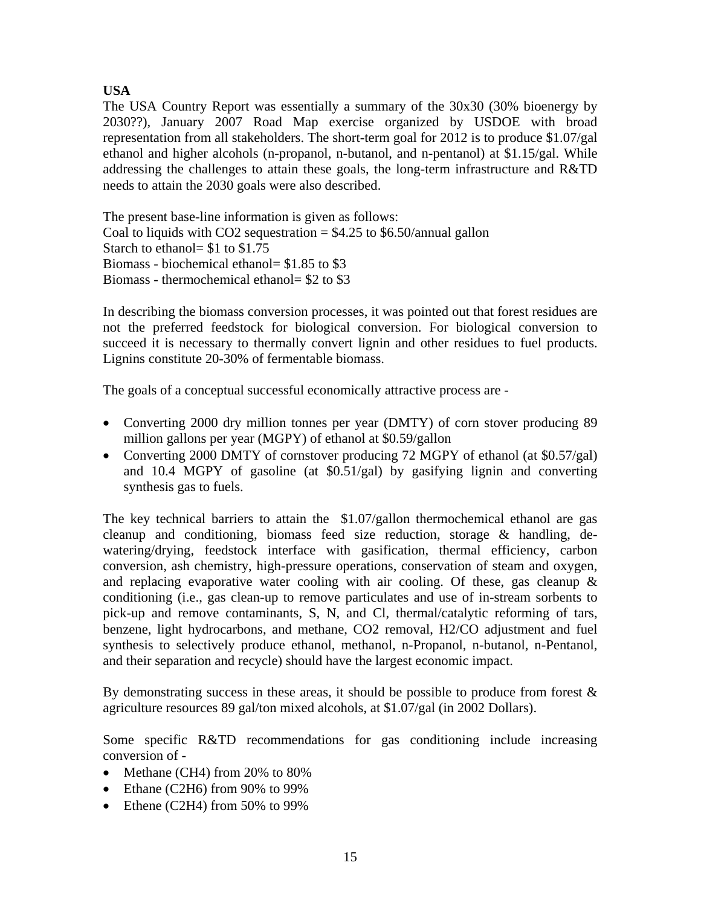**USA**

The USA Country Report was essentially a summary of the 30x30 (30% bioenergy by 2030??), January 2007 Road Map exercise organized by USDOE with broad representation from all stakeholders. The short-term goal for 2012 is to produce \$1.07/gal ethanol and higher alcohols (n-propanol, n-butanol, and n-pentanol) at \$1.15/gal. While addressing the challenges to attain these goals, the long-term infrastructure and R&TD needs to attain the 2030 goals were also described.

The present base-line information is given as follows:
Coal to liquids with $CO_2$ sequestration = \$4.25 to \$6.50/annual gallon
Starch to ethanol= \$1 to \$1.75
Biomass - biochemical ethanol= \$1.85 to \$3
Biomass - thermochemical ethanol= \$2 to \$3

In describing the biomass conversion processes, it was pointed out that forest residues are not the preferred feedstock for biological conversion. For biological conversion to succeed it is necessary to thermally convert lignin and other residues to fuel products. Lignins constitute 20-30% of fermentable biomass.

The goals of a conceptual successful economically attractive process are -

- Converting 2000 dry million tonnes per year (DMTY) of corn stover producing 89 million gallons per year (MGPY) of ethanol at \$0.59/gallon
- Converting 2000 DMTY of cornstover producing 72 MGPY of ethanol (at \$0.57/gal) and 10.4 MGPY of gasoline (at \$0.51/gal) by gasifying lignin and converting synthesis gas to fuels.

The key technical barriers to attain the \$1.07/gallon thermochemical ethanol are gas cleanup and conditioning, biomass feed size reduction, storage & handling, de-watering/drying, feedstock interface with gasification, thermal efficiency, carbon conversion, ash chemistry, high-pressure operations, conservation of steam and oxygen, and replacing evaporative water cooling with air cooling. Of these, gas cleanup & conditioning (i.e., gas clean-up to remove particulates and use of in-stream sorbents to pick-up and remove contaminants, S, N, and Cl, thermal/catalytic reforming of tars, benzene, light hydrocarbons, and methane, $CO_2$ removal, $H_2$/CO adjustment and fuel synthesis to selectively produce ethanol, methanol, n-Propanol, n-butanol, n-Pentanol, and their separation and recycle) should have the largest economic impact.

By demonstrating success in these areas, it should be possible to produce from forest & agriculture resources 89 gal/ton mixed alcohols, at \$1.07/gal (in 2002 Dollars).

Some specific R&TD recommendations for gas conditioning include increasing conversion of -

- Methane ($CH_4$) from 20% to 80%
- Ethane ($C_2H_6$) from 90% to 99%
- Ethene ($C_2H_4$) from 50% to 99%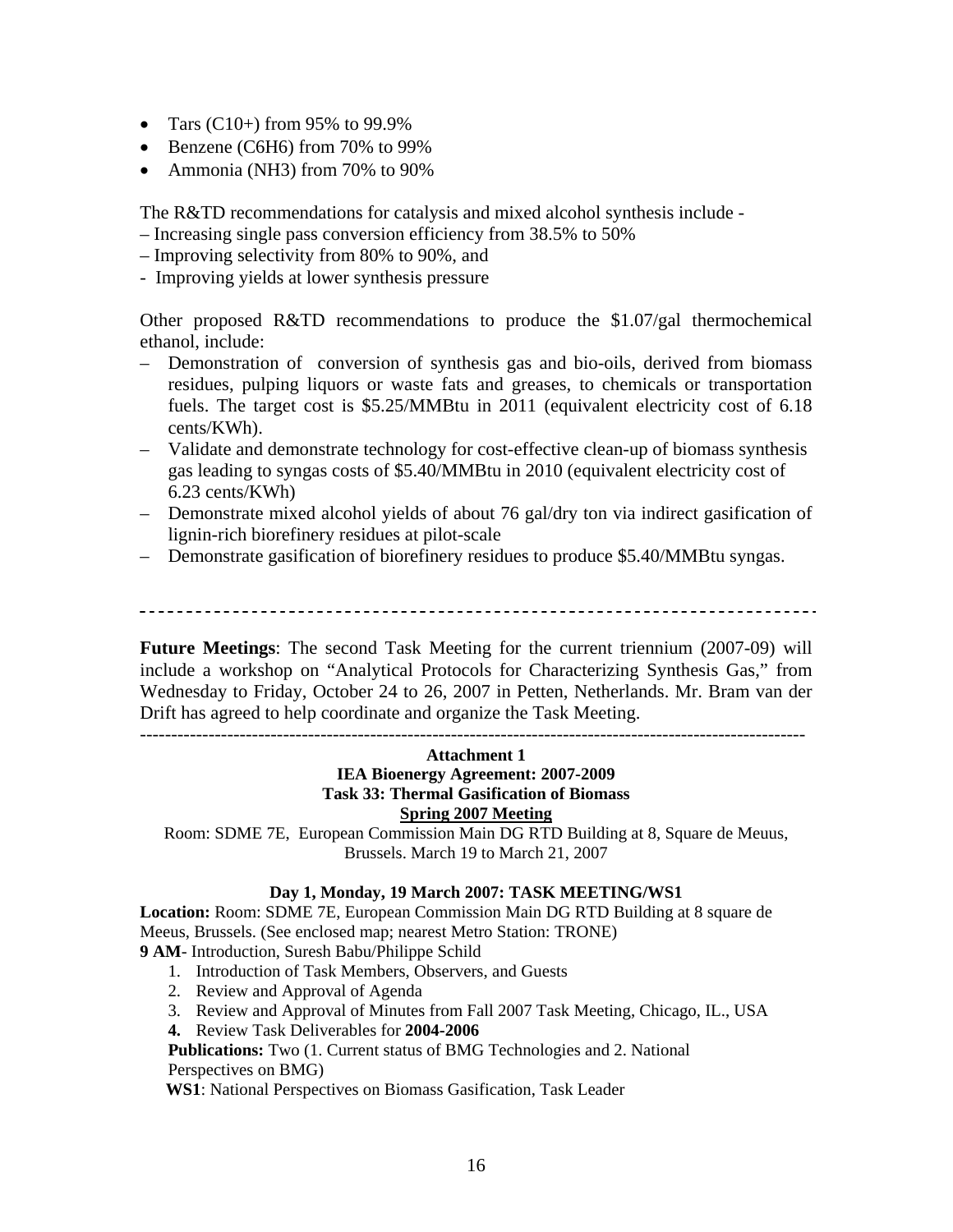- Tars (C10+) from 95% to 99.9%
- Benzene ($C_6H_6$) from 70% to 99%
- Ammonia ($NH_3$) from 70% to 90%

The R&TD recommendations for catalysis and mixed alcohol synthesis include -

– Increasing single pass conversion efficiency from 38.5% to 50%
– Improving selectivity from 80% to 90%, and
- Improving yields at lower synthesis pressure

Other proposed R&TD recommendations to produce the \$1.07/gal thermochemical ethanol, include:

– Demonstration of conversion of synthesis gas and bio-oils, derived from biomass residues, pulping liquors or waste fats and greases, to chemicals or transportation fuels. The target cost is \$5.25/MMBtu in 2011 (equivalent electricity cost of 6.18 cents/KWh).
– Validate and demonstrate technology for cost-effective clean-up of biomass synthesis gas leading to syngas costs of \$5.40/MMBtu in 2010 (equivalent electricity cost of 6.23 cents/KWh)
– Demonstrate mixed alcohol yields of about 76 gal/dry ton via indirect gasification of lignin-rich biorefinery residues at pilot-scale
– Demonstrate gasification of biorefinery residues to produce \$5.40/MMBtu syngas.

---

**Future Meetings**: The second Task Meeting for the current triennium (2007-09) will include a workshop on "Analytical Protocols for Characterizing Synthesis Gas," from Wednesday to Friday, October 24 to 26, 2007 in Petten, Netherlands. Mr. Bram van der Drift has agreed to help coordinate and organize the Task Meeting.

---

**Attachment 1**
**IEA Bioenergy Agreement: 2007-2009**
**Task 33: Thermal Gasification of Biomass**
**<u>Spring 2007 Meeting</u>**

Room: SDME 7E, European Commission Main DG RTD Building at 8, Square de Meuus, Brussels. March 19 to March 21, 2007

**Day 1, Monday, 19 March 2007: TASK MEETING/WS1**

**Location:** Room: SDME 7E, European Commission Main DG RTD Building at 8 square de Meeus, Brussels. (See enclosed map; nearest Metro Station: TRONE)

**9 AM**- Introduction, Suresh Babu/Philippe Schild

1. Introduction of Task Members, Observers, and Guests
2. Review and Approval of Agenda
3. Review and Approval of Minutes from Fall 2007 Task Meeting, Chicago, IL., USA
4. Review Task Deliverables for **2004-2006**

**Publications:** Two (1. Current status of BMG Technologies and 2. National Perspectives on BMG)

**WS1**: National Perspectives on Biomass Gasification, Task Leader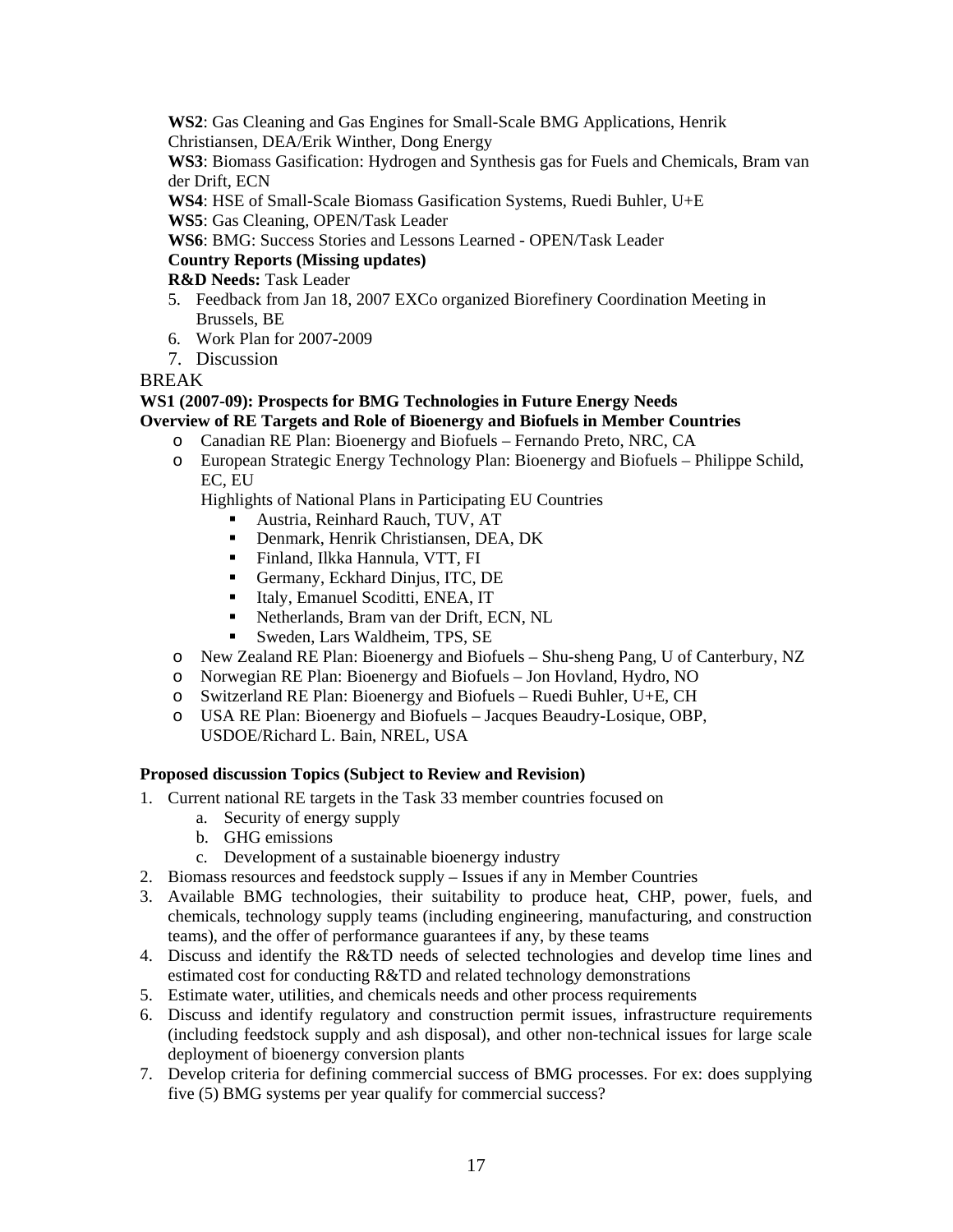**WS2**: Gas Cleaning and Gas Engines for Small-Scale BMG Applications, Henrik Christiansen, DEA/Erik Winther, Dong Energy

**WS3**: Biomass Gasification: Hydrogen and Synthesis gas for Fuels and Chemicals, Bram van der Drift, ECN

**WS4**: HSE of Small-Scale Biomass Gasification Systems, Ruedi Buhler, U+E

**WS5**: Gas Cleaning, OPEN/Task Leader

**WS6**: BMG: Success Stories and Lessons Learned - OPEN/Task Leader

**Country Reports (Missing updates)**

**R&D Needs:** Task Leader

5. Feedback from Jan 18, 2007 EXCo organized Biorefinery Coordination Meeting in Brussels, BE
6. Work Plan for 2007-2009
7. Discussion

BREAK

**WS1 (2007-09): Prospects for BMG Technologies in Future Energy Needs**
**Overview of RE Targets and Role of Bioenergy and Biofuels in Member Countries**

- Canadian RE Plan: Bioenergy and Biofuels – Fernando Preto, NRC, CA
- European Strategic Energy Technology Plan: Bioenergy and Biofuels – Philippe Schild, EC, EU

  Highlights of National Plans in Participating EU Countries
  - Austria, Reinhard Rauch, TUV, AT
  - Denmark, Henrik Christiansen, DEA, DK
  - Finland, Ilkka Hannula, VTT, FI
  - Germany, Eckhard Dinjus, ITC, DE
  - Italy, Emanuel Scoditti, ENEA, IT
  - Netherlands, Bram van der Drift, ECN, NL
  - Sweden, Lars Waldheim, TPS, SE
- New Zealand RE Plan: Bioenergy and Biofuels – Shu-sheng Pang, U of Canterbury, NZ
- Norwegian RE Plan: Bioenergy and Biofuels – Jon Hovland, Hydro, NO
- Switzerland RE Plan: Bioenergy and Biofuels – Ruedi Buhler, U+E, CH
- USA RE Plan: Bioenergy and Biofuels – Jacques Beaudry-Losique, OBP, USDOE/Richard L. Bain, NREL, USA

**Proposed discussion Topics (Subject to Review and Revision)**

1. Current national RE targets in the Task 33 member countries focused on
   a. Security of energy supply
   b. GHG emissions
   c. Development of a sustainable bioenergy industry
2. Biomass resources and feedstock supply – Issues if any in Member Countries
3. Available BMG technologies, their suitability to produce heat, CHP, power, fuels, and chemicals, technology supply teams (including engineering, manufacturing, and construction teams), and the offer of performance guarantees if any, by these teams
4. Discuss and identify the R&TD needs of selected technologies and develop time lines and estimated cost for conducting R&TD and related technology demonstrations
5. Estimate water, utilities, and chemicals needs and other process requirements
6. Discuss and identify regulatory and construction permit issues, infrastructure requirements (including feedstock supply and ash disposal), and other non-technical issues for large scale deployment of bioenergy conversion plants
7. Develop criteria for defining commercial success of BMG processes. For ex: does supplying five (5) BMG systems per year qualify for commercial success?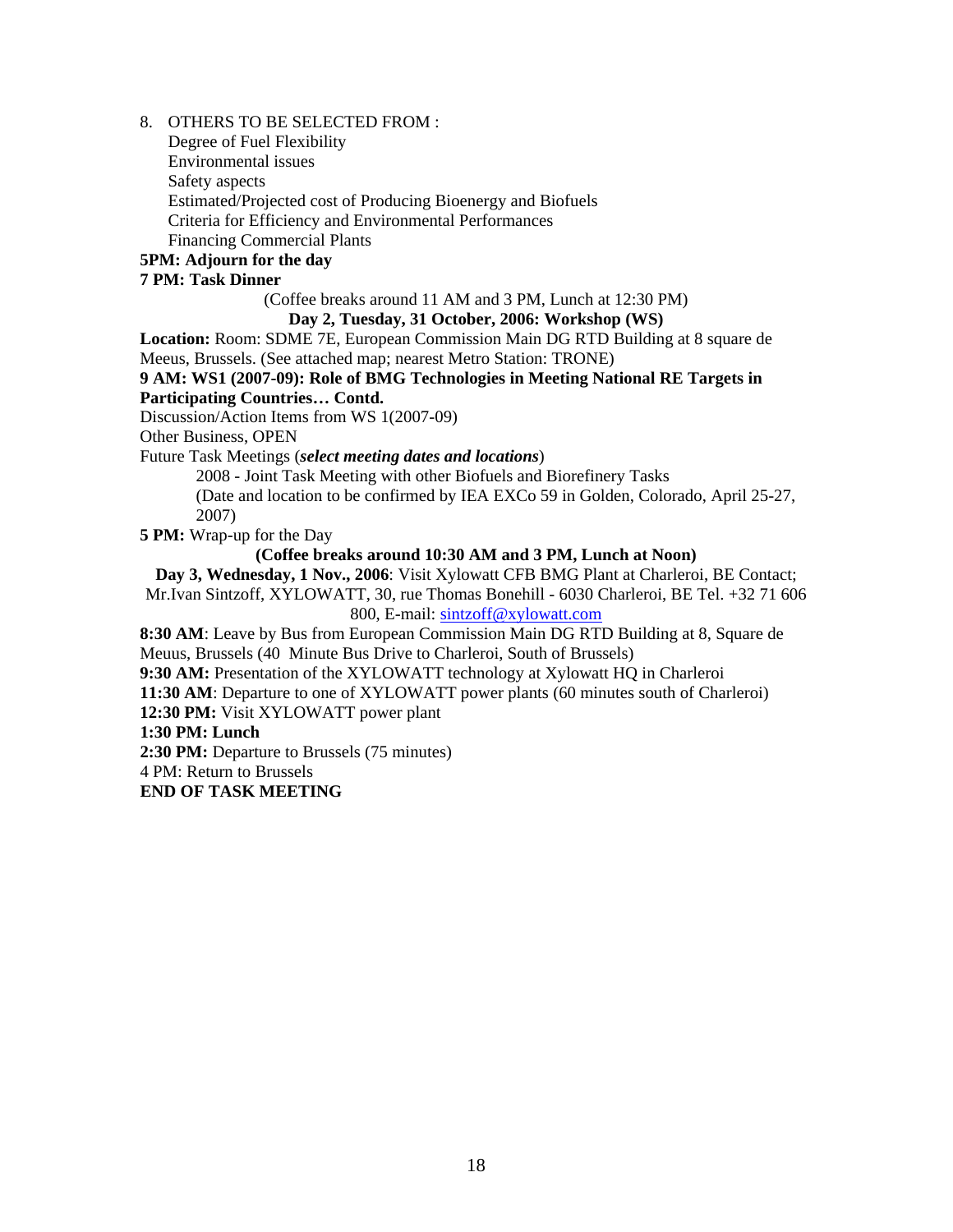8. OTHERS TO BE SELECTED FROM :
   Degree of Fuel Flexibility
   Environmental issues
   Safety aspects
   Estimated/Projected cost of Producing Bioenergy and Biofuels
   Criteria for Efficiency and Environmental Performances
   Financing Commercial Plants

**5PM: Adjourn for the day**

**7 PM: Task Dinner**

(Coffee breaks around 11 AM and 3 PM, Lunch at 12:30 PM)

**Day 2, Tuesday, 31 October, 2006: Workshop (WS)**

**Location:** Room: SDME 7E, European Commission Main DG RTD Building at 8 square de Meeus, Brussels. (See attached map; nearest Metro Station: TRONE)

**9 AM: WS1 (2007-09): Role of BMG Technologies in Meeting National RE Targets in Participating Countries… Contd.**

Discussion/Action Items from WS 1(2007-09)

Other Business, OPEN

Future Task Meetings (***select meeting dates and locations***)

2008 - Joint Task Meeting with other Biofuels and Biorefinery Tasks
(Date and location to be confirmed by IEA EXCo 59 in Golden, Colorado, April 25-27, 2007)

**5 PM:** Wrap-up for the Day

**(Coffee breaks around 10:30 AM and 3 PM, Lunch at Noon)**

**Day 3, Wednesday, 1 Nov., 2006**: Visit Xylowatt CFB BMG Plant at Charleroi, BE Contact; Mr.Ivan Sintzoff, XYLOWATT, 30, rue Thomas Bonehill - 6030 Charleroi, BE Tel. +32 71 606 800, E-mail: sintzoff@xylowatt.com

**8:30 AM**: Leave by Bus from European Commission Main DG RTD Building at 8, Square de Meuus, Brussels (40 Minute Bus Drive to Charleroi, South of Brussels)

**9:30 AM:** Presentation of the XYLOWATT technology at Xylowatt HQ in Charleroi

**11:30 AM**: Departure to one of XYLOWATT power plants (60 minutes south of Charleroi)

**12:30 PM:** Visit XYLOWATT power plant

**1:30 PM: Lunch**

**2:30 PM:** Departure to Brussels (75 minutes)

4 PM: Return to Brussels

**END OF TASK MEETING**